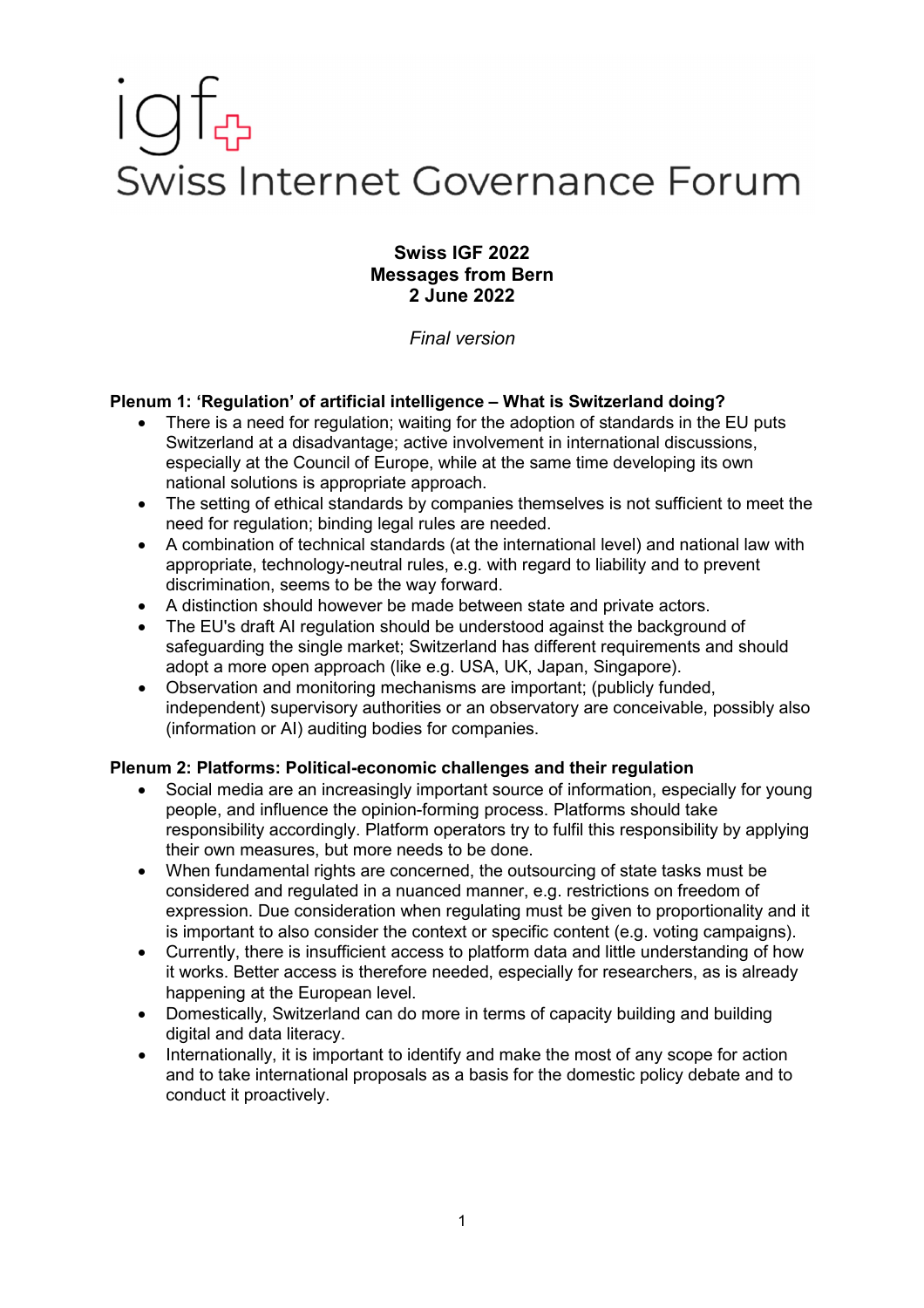# Swiss Internet Governance Forum

**Swiss IGF 2022**
**Messages from Bern**
**2 June 2022**

*Final version*

## Plenum 1: 'Regulation' of artificial intelligence – What is Switzerland doing?

- There is a need for regulation; waiting for the adoption of standards in the EU puts Switzerland at a disadvantage; active involvement in international discussions, especially at the Council of Europe, while at the same time developing its own national solutions is appropriate approach.
- The setting of ethical standards by companies themselves is not sufficient to meet the need for regulation; binding legal rules are needed.
- A combination of technical standards (at the international level) and national law with appropriate, technology-neutral rules, e.g. with regard to liability and to prevent discrimination, seems to be the way forward.
- A distinction should however be made between state and private actors.
- The EU's draft AI regulation should be understood against the background of safeguarding the single market; Switzerland has different requirements and should adopt a more open approach (like e.g. USA, UK, Japan, Singapore).
- Observation and monitoring mechanisms are important; (publicly funded, independent) supervisory authorities or an observatory are conceivable, possibly also (information or AI) auditing bodies for companies.

## Plenum 2: Platforms: Political-economic challenges and their regulation

- Social media are an increasingly important source of information, especially for young people, and influence the opinion-forming process. Platforms should take responsibility accordingly. Platform operators try to fulfil this responsibility by applying their own measures, but more needs to be done.
- When fundamental rights are concerned, the outsourcing of state tasks must be considered and regulated in a nuanced manner, e.g. restrictions on freedom of expression. Due consideration when regulating must be given to proportionality and it is important to also consider the context or specific content (e.g. voting campaigns).
- Currently, there is insufficient access to platform data and little understanding of how it works. Better access is therefore needed, especially for researchers, as is already happening at the European level.
- Domestically, Switzerland can do more in terms of capacity building and building digital and data literacy.
- Internationally, it is important to identify and make the most of any scope for action and to take international proposals as a basis for the domestic policy debate and to conduct it proactively.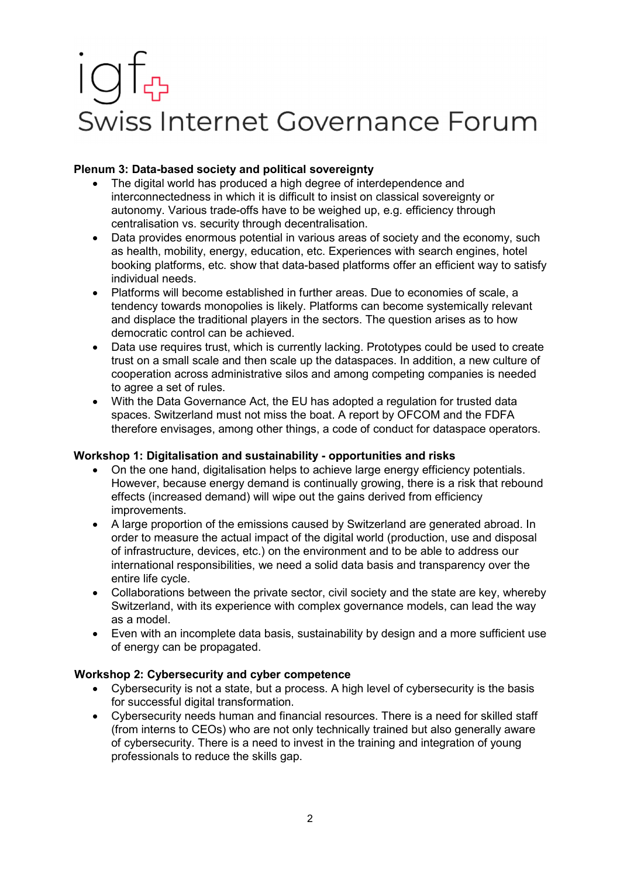**Plenum 3: Data-based society and political sovereignty**

- The digital world has produced a high degree of interdependence and interconnectedness in which it is difficult to insist on classical sovereignty or autonomy. Various trade-offs have to be weighed up, e.g. efficiency through centralisation vs. security through decentralisation.
- Data provides enormous potential in various areas of society and the economy, such as health, mobility, energy, education, etc. Experiences with search engines, hotel booking platforms, etc. show that data-based platforms offer an efficient way to satisfy individual needs.
- Platforms will become established in further areas. Due to economies of scale, a tendency towards monopolies is likely. Platforms can become systemically relevant and displace the traditional players in the sectors. The question arises as to how democratic control can be achieved.
- Data use requires trust, which is currently lacking. Prototypes could be used to create trust on a small scale and then scale up the dataspaces. In addition, a new culture of cooperation across administrative silos and among competing companies is needed to agree a set of rules.
- With the Data Governance Act, the EU has adopted a regulation for trusted data spaces. Switzerland must not miss the boat. A report by OFCOM and the FDFA therefore envisages, among other things, a code of conduct for dataspace operators.

**Workshop 1: Digitalisation and sustainability - opportunities and risks**

- On the one hand, digitalisation helps to achieve large energy efficiency potentials. However, because energy demand is continually growing, there is a risk that rebound effects (increased demand) will wipe out the gains derived from efficiency improvements.
- A large proportion of the emissions caused by Switzerland are generated abroad. In order to measure the actual impact of the digital world (production, use and disposal of infrastructure, devices, etc.) on the environment and to be able to address our international responsibilities, we need a solid data basis and transparency over the entire life cycle.
- Collaborations between the private sector, civil society and the state are key, whereby Switzerland, with its experience with complex governance models, can lead the way as a model.
- Even with an incomplete data basis, sustainability by design and a more sufficient use of energy can be propagated.

**Workshop 2: Cybersecurity and cyber competence**

- Cybersecurity is not a state, but a process. A high level of cybersecurity is the basis for successful digital transformation.
- Cybersecurity needs human and financial resources. There is a need for skilled staff (from interns to CEOs) who are not only technically trained but also generally aware of cybersecurity. There is a need to invest in the training and integration of young professionals to reduce the skills gap.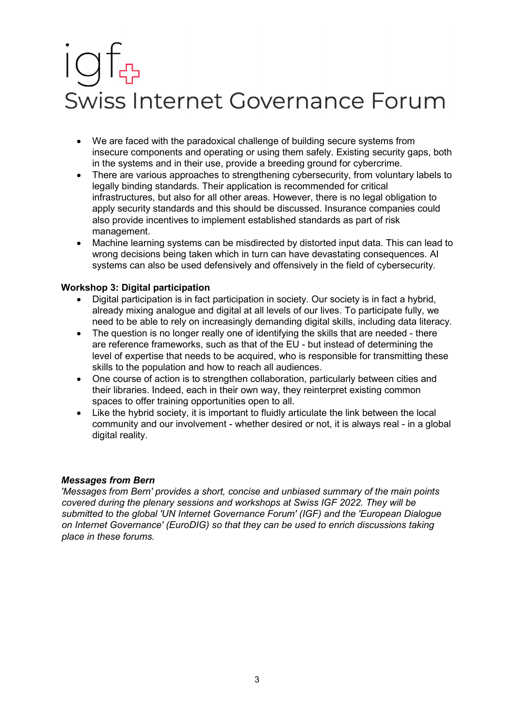- We are faced with the paradoxical challenge of building secure systems from insecure components and operating or using them safely. Existing security gaps, both in the systems and in their use, provide a breeding ground for cybercrime.
- There are various approaches to strengthening cybersecurity, from voluntary labels to legally binding standards. Their application is recommended for critical infrastructures, but also for all other areas. However, there is no legal obligation to apply security standards and this should be discussed. Insurance companies could also provide incentives to implement established standards as part of risk management.
- Machine learning systems can be misdirected by distorted input data. This can lead to wrong decisions being taken which in turn can have devastating consequences. AI systems can also be used defensively and offensively in the field of cybersecurity.

**Workshop 3: Digital participation**

- Digital participation is in fact participation in society. Our society is in fact a hybrid, already mixing analogue and digital at all levels of our lives. To participate fully, we need to be able to rely on increasingly demanding digital skills, including data literacy.
- The question is no longer really one of identifying the skills that are needed - there are reference frameworks, such as that of the EU - but instead of determining the level of expertise that needs to be acquired, who is responsible for transmitting these skills to the population and how to reach all audiences.
- One course of action is to strengthen collaboration, particularly between cities and their libraries. Indeed, each in their own way, they reinterpret existing common spaces to offer training opportunities open to all.
- Like the hybrid society, it is important to fluidly articulate the link between the local community and our involvement - whether desired or not, it is always real - in a global digital reality.

***Messages from Bern***

*'Messages from Bern' provides a short, concise and unbiased summary of the main points covered during the plenary sessions and workshops at Swiss IGF 2022. They will be submitted to the global 'UN Internet Governance Forum' (IGF) and the 'European Dialogue on Internet Governance' (EuroDIG) so that they can be used to enrich discussions taking place in these forums.*